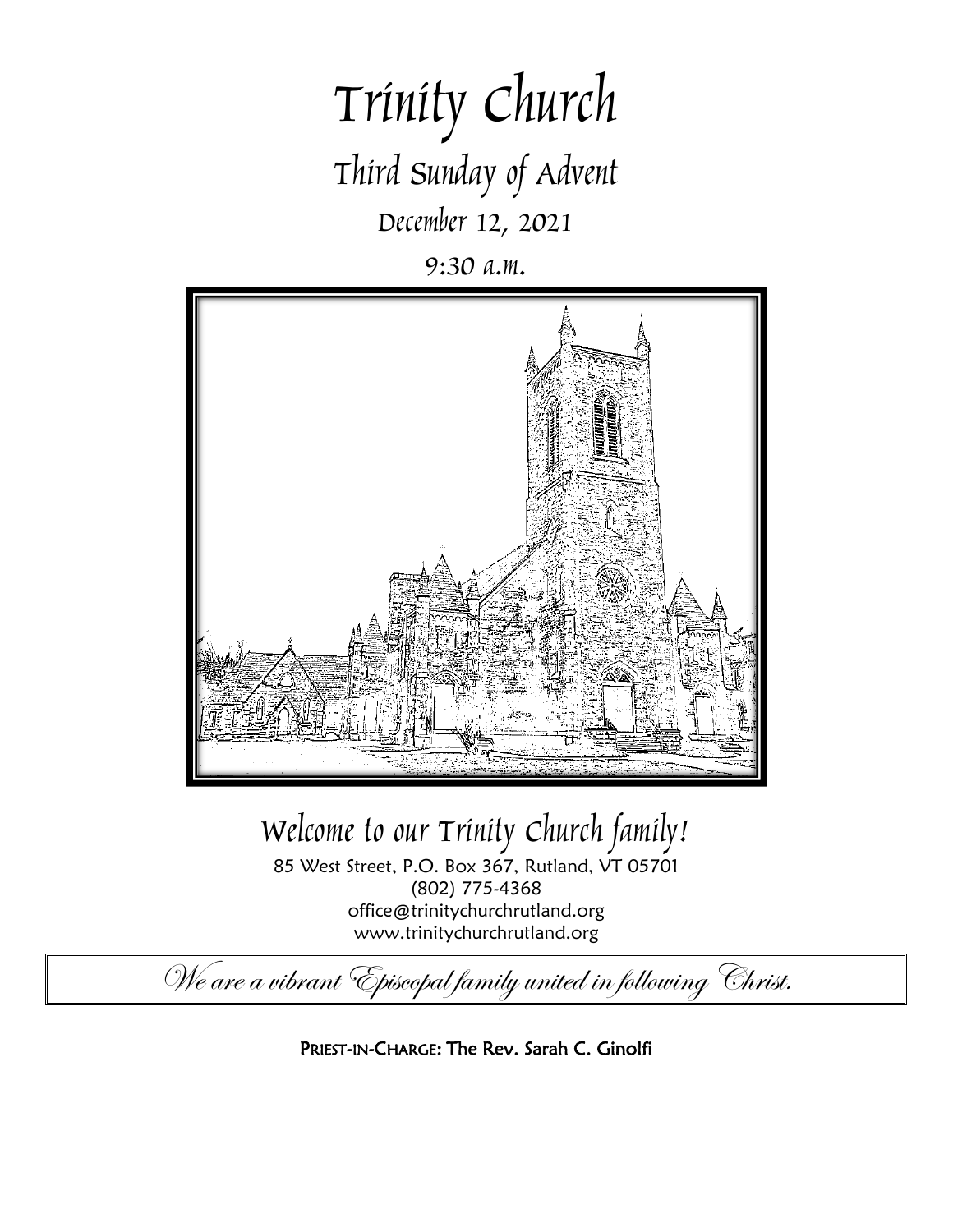# Trinity Church

## Third Sunday of Advent

December 12, 2021

9:30 a.m.

## Welcome to our Trinity Church family!

85 West Street, P.O. Box 367, Rutland, VT 05701
(802) 775-4368
office@trinitychurchrutland.org
www.trinitychurchrutland.org

*We are a vibrant Episcopal family united in following Christ.*

**PRIEST-IN-CHARGE: The Rev. Sarah C. Ginolfi**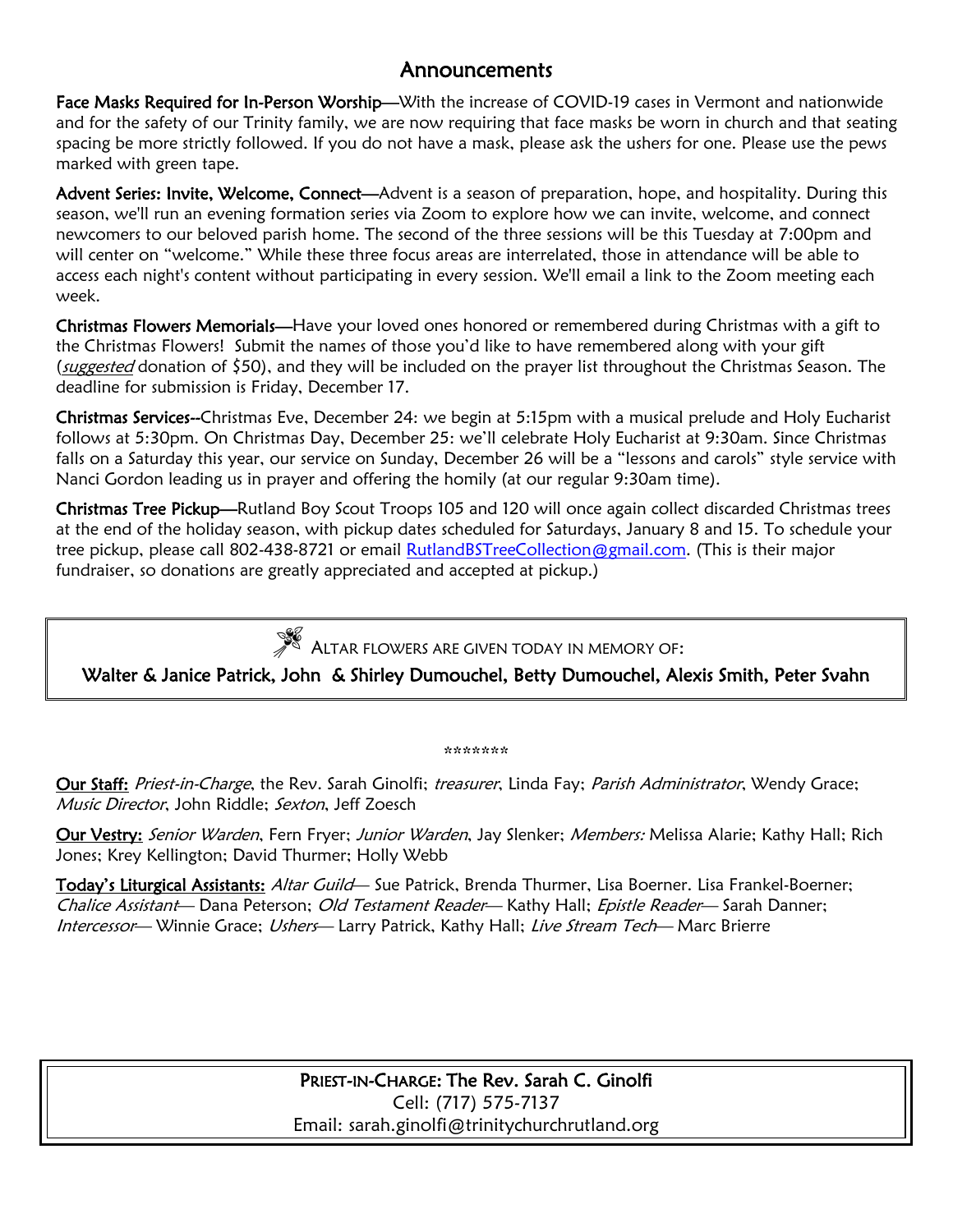## Announcements

**Face Masks Required for In-Person Worship**—With the increase of COVID-19 cases in Vermont and nationwide and for the safety of our Trinity family, we are now requiring that face masks be worn in church and that seating spacing be more strictly followed. If you do not have a mask, please ask the ushers for one. Please use the pews marked with green tape.

**Advent Series: Invite, Welcome, Connect**—Advent is a season of preparation, hope, and hospitality. During this season, we'll run an evening formation series via Zoom to explore how we can invite, welcome, and connect newcomers to our beloved parish home. The second of the three sessions will be this Tuesday at 7:00pm and will center on "welcome." While these three focus areas are interrelated, those in attendance will be able to access each night's content without participating in every session. We'll email a link to the Zoom meeting each week.

**Christmas Flowers Memorials**—Have your loved ones honored or remembered during Christmas with a gift to the Christmas Flowers! Submit the names of those you'd like to have remembered along with your gift (*suggested* donation of $50), and they will be included on the prayer list throughout the Christmas Season. The deadline for submission is Friday, December 17.

**Christmas Services**--Christmas Eve, December 24: we begin at 5:15pm with a musical prelude and Holy Eucharist follows at 5:30pm. On Christmas Day, December 25: we'll celebrate Holy Eucharist at 9:30am. Since Christmas falls on a Saturday this year, our service on Sunday, December 26 will be a "lessons and carols" style service with Nanci Gordon leading us in prayer and offering the homily (at our regular 9:30am time).

**Christmas Tree Pickup**—Rutland Boy Scout Troops 105 and 120 will once again collect discarded Christmas trees at the end of the holiday season, with pickup dates scheduled for Saturdays, January 8 and 15. To schedule your tree pickup, please call 802-438-8721 or email RutlandBSTreeCollection@gmail.com. (This is their major fundraiser, so donations are greatly appreciated and accepted at pickup.)

ALTAR FLOWERS ARE GIVEN TODAY IN MEMORY OF:

**Walter & Janice Patrick, John & Shirley Dumouchel, Betty Dumouchel, Alexis Smith, Peter Svahn**

*******

**Our Staff:** *Priest-in-Charge*, the Rev. Sarah Ginolfi; *treasurer*, Linda Fay; *Parish Administrator*, Wendy Grace; *Music Director*, John Riddle; *Sexton*, Jeff Zoesch

**Our Vestry:** *Senior Warden*, Fern Fryer; *Junior Warden*, Jay Slenker; *Members:* Melissa Alarie; Kathy Hall; Rich Jones; Krey Kellington; David Thurmer; Holly Webb

**Today's Liturgical Assistants:** *Altar Guild*— Sue Patrick, Brenda Thurmer, Lisa Boerner. Lisa Frankel-Boerner; *Chalice Assistant*— Dana Peterson; *Old Testament Reader*— Kathy Hall; *Epistle Reader*— Sarah Danner; *Intercessor*— Winnie Grace; *Ushers*— Larry Patrick, Kathy Hall; *Live Stream Tech*— Marc Brierre

**PRIEST-IN-CHARGE: The Rev. Sarah C. Ginolfi**
Cell: (717) 575-7137
Email: sarah.ginolfi@trinitychurchrutland.org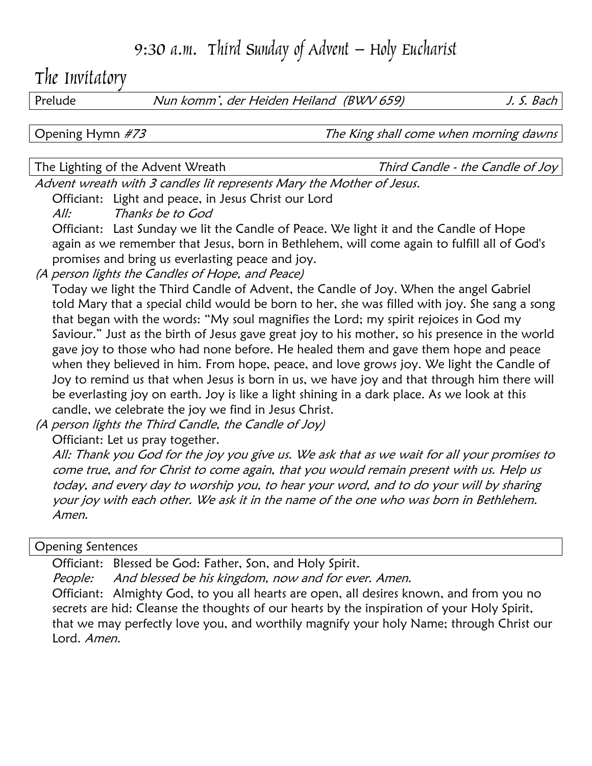# 9:30 a.m. Third Sunday of Advent – Holy Eucharist

## The Invitatory

| Prelude | *Nun komm', der Heiden Heiland (BWV 659)* | *J. S. Bach* |
|---|---|---|

| Opening Hymn *#73* | *The King shall come when morning dawns* |
|---|---|

| The Lighting of the Advent Wreath | *Third Candle - the Candle of Joy* |
|---|---|

*Advent wreath with 3 candles lit represents Mary the Mother of Jesus.*

Officiant: Light and peace, in Jesus Christ our Lord

*All: Thanks be to God*

Officiant: Last Sunday we lit the Candle of Peace. We light it and the Candle of Hope again as we remember that Jesus, born in Bethlehem, will come again to fulfill all of God's promises and bring us everlasting peace and joy.

*(A person lights the Candles of Hope, and Peace)*

Today we light the Third Candle of Advent, the Candle of Joy. When the angel Gabriel told Mary that a special child would be born to her, she was filled with joy. She sang a song that began with the words: "My soul magnifies the Lord; my spirit rejoices in God my Saviour." Just as the birth of Jesus gave great joy to his mother, so his presence in the world gave joy to those who had none before. He healed them and gave them hope and peace when they believed in him. From hope, peace, and love grows joy. We light the Candle of Joy to remind us that when Jesus is born in us, we have joy and that through him there will be everlasting joy on earth. Joy is like a light shining in a dark place. As we look at this candle, we celebrate the joy we find in Jesus Christ.

*(A person lights the Third Candle, the Candle of Joy)*

Officiant: Let us pray together.

*All: Thank you God for the joy you give us. We ask that as we wait for all your promises to come true, and for Christ to come again, that you would remain present with us. Help us today, and every day to worship you, to hear your word, and to do your will by sharing your joy with each other. We ask it in the name of the one who was born in Bethlehem. Amen.*

| Opening Sentences |
|---|

Officiant: Blessed be God: Father, Son, and Holy Spirit.

*People: And blessed be his kingdom, now and for ever. Amen.*

Officiant: Almighty God, to you all hearts are open, all desires known, and from you no secrets are hid: Cleanse the thoughts of our hearts by the inspiration of your Holy Spirit, that we may perfectly love you, and worthily magnify your holy Name; through Christ our Lord. *Amen.*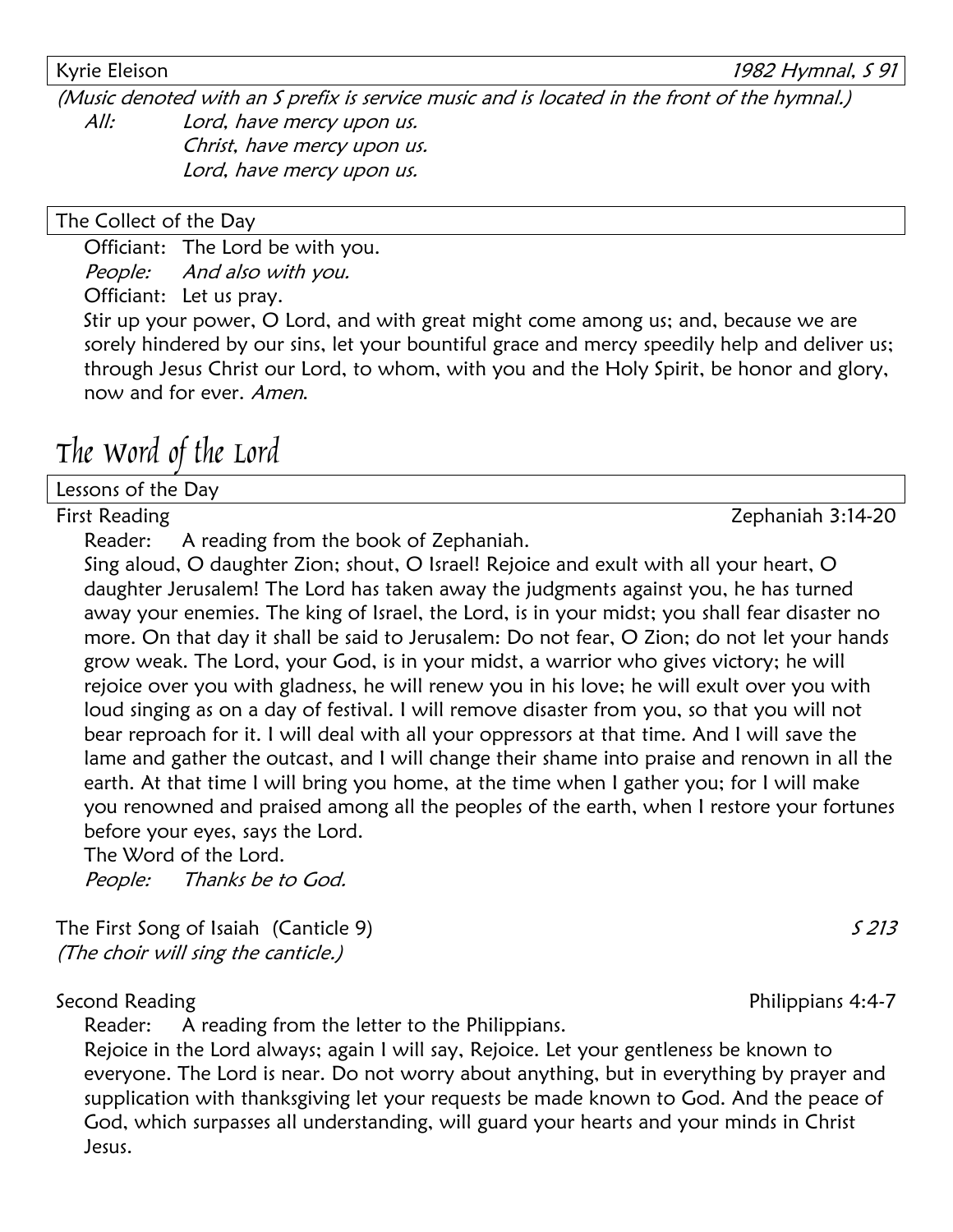Kyrie Eleison *1982 Hymnal, S 91*

*(Music denoted with an S prefix is service music and is located in the front of the hymnal.)*

*All:* *Lord, have mercy upon us.*
*Christ, have mercy upon us.*
*Lord, have mercy upon us.*

The Collect of the Day

Officiant: The Lord be with you.
*People:* *And also with you.*
Officiant: Let us pray.

Stir up your power, O Lord, and with great might come among us; and, because we are sorely hindered by our sins, let your bountiful grace and mercy speedily help and deliver us; through Jesus Christ our Lord, to whom, with you and the Holy Spirit, be honor and glory, now and for ever. *Amen.*

# The Word of the Lord

Lessons of the Day

First Reading Zephaniah 3:14-20

Reader: A reading from the book of Zephaniah.

Sing aloud, O daughter Zion; shout, O Israel! Rejoice and exult with all your heart, O daughter Jerusalem! The Lord has taken away the judgments against you, he has turned away your enemies. The king of Israel, the Lord, is in your midst; you shall fear disaster no more. On that day it shall be said to Jerusalem: Do not fear, O Zion; do not let your hands grow weak. The Lord, your God, is in your midst, a warrior who gives victory; he will rejoice over you with gladness, he will renew you in his love; he will exult over you with loud singing as on a day of festival. I will remove disaster from you, so that you will not bear reproach for it. I will deal with all your oppressors at that time. And I will save the lame and gather the outcast, and I will change their shame into praise and renown in all the earth. At that time I will bring you home, at the time when I gather you; for I will make you renowned and praised among all the peoples of the earth, when I restore your fortunes before your eyes, says the Lord.

The Word of the Lord.
*People:* *Thanks be to God.*

The First Song of Isaiah (Canticle 9) *S 213*
*(The choir will sing the canticle.)*

Second Reading Philippians 4:4-7

Reader: A reading from the letter to the Philippians.

Rejoice in the Lord always; again I will say, Rejoice. Let your gentleness be known to everyone. The Lord is near. Do not worry about anything, but in everything by prayer and supplication with thanksgiving let your requests be made known to God. And the peace of God, which surpasses all understanding, will guard your hearts and your minds in Christ Jesus.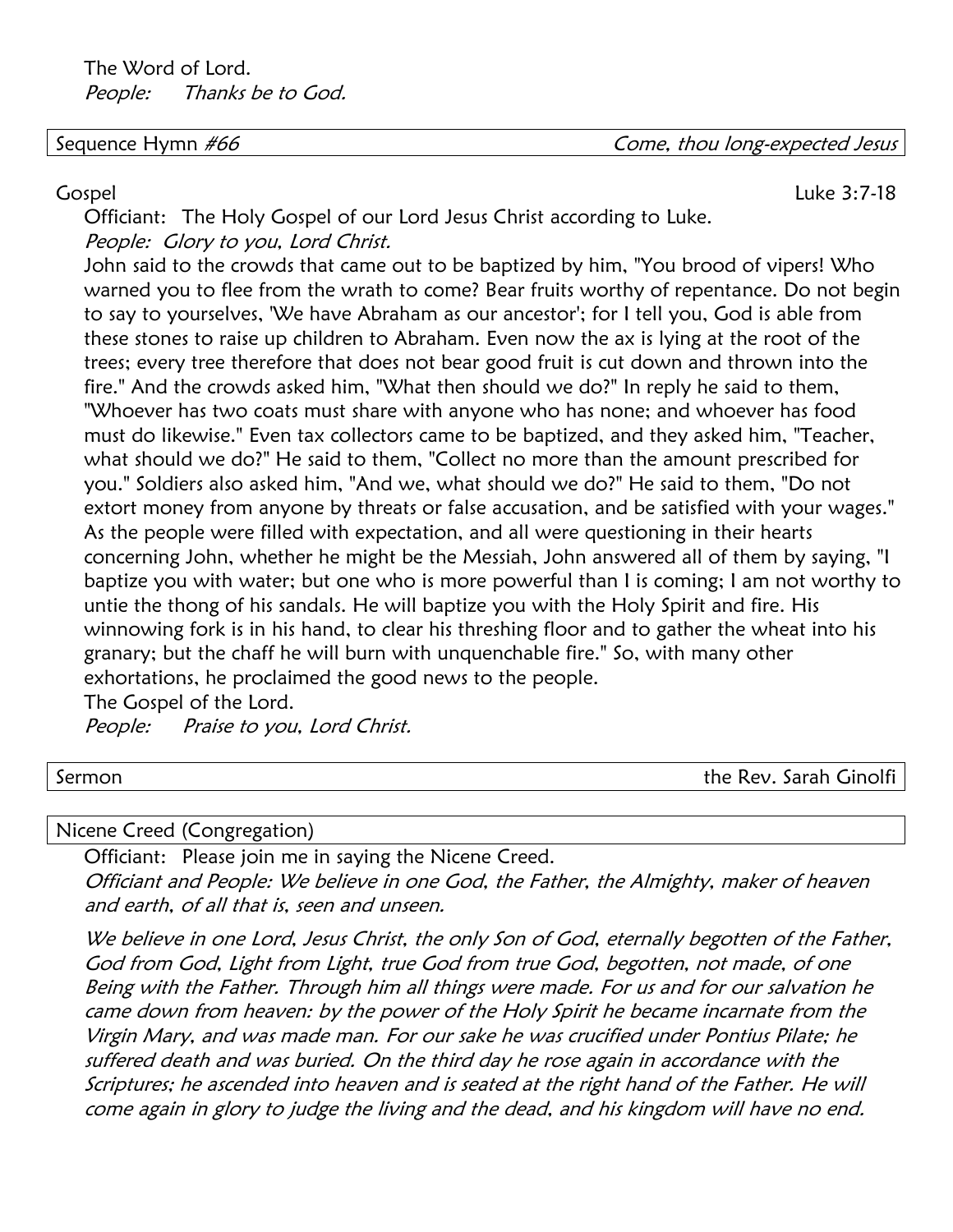The Word of Lord.
*People:* *Thanks be to God.*

Sequence Hymn *#66* *Come, thou long-expected Jesus*

Gospel Luke 3:7-18

Officiant: The Holy Gospel of our Lord Jesus Christ according to Luke.
*People: Glory to you, Lord Christ.*

John said to the crowds that came out to be baptized by him, "You brood of vipers! Who warned you to flee from the wrath to come? Bear fruits worthy of repentance. Do not begin to say to yourselves, 'We have Abraham as our ancestor'; for I tell you, God is able from these stones to raise up children to Abraham. Even now the ax is lying at the root of the trees; every tree therefore that does not bear good fruit is cut down and thrown into the fire." And the crowds asked him, "What then should we do?" In reply he said to them, "Whoever has two coats must share with anyone who has none; and whoever has food must do likewise." Even tax collectors came to be baptized, and they asked him, "Teacher, what should we do?" He said to them, "Collect no more than the amount prescribed for you." Soldiers also asked him, "And we, what should we do?" He said to them, "Do not extort money from anyone by threats or false accusation, and be satisfied with your wages." As the people were filled with expectation, and all were questioning in their hearts concerning John, whether he might be the Messiah, John answered all of them by saying, "I baptize you with water; but one who is more powerful than I is coming; I am not worthy to untie the thong of his sandals. He will baptize you with the Holy Spirit and fire. His winnowing fork is in his hand, to clear his threshing floor and to gather the wheat into his granary; but the chaff he will burn with unquenchable fire." So, with many other exhortations, he proclaimed the good news to the people.
The Gospel of the Lord.
*People:* *Praise to you, Lord Christ.*

Sermon the Rev. Sarah Ginolfi

Nicene Creed (Congregation)

Officiant: Please join me in saying the Nicene Creed.
*Officiant and People: We believe in one God, the Father, the Almighty, maker of heaven and earth, of all that is, seen and unseen.*

*We believe in one Lord, Jesus Christ, the only Son of God, eternally begotten of the Father, God from God, Light from Light, true God from true God, begotten, not made, of one Being with the Father. Through him all things were made. For us and for our salvation he came down from heaven: by the power of the Holy Spirit he became incarnate from the Virgin Mary, and was made man. For our sake he was crucified under Pontius Pilate; he suffered death and was buried. On the third day he rose again in accordance with the Scriptures; he ascended into heaven and is seated at the right hand of the Father. He will come again in glory to judge the living and the dead, and his kingdom will have no end.*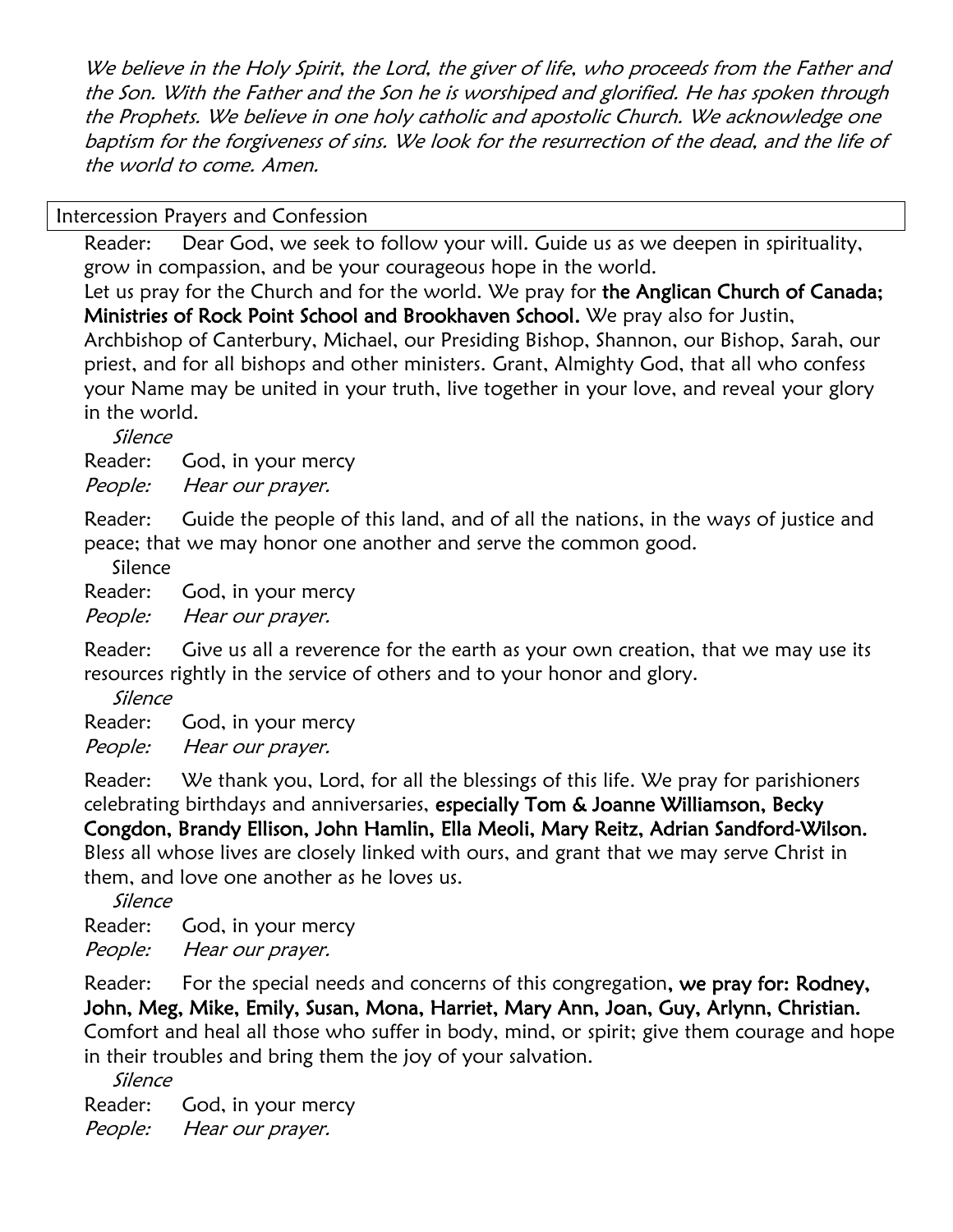*We believe in the Holy Spirit, the Lord, the giver of life, who proceeds from the Father and the Son. With the Father and the Son he is worshiped and glorified. He has spoken through the Prophets. We believe in one holy catholic and apostolic Church. We acknowledge one baptism for the forgiveness of sins. We look for the resurrection of the dead, and the life of the world to come. Amen.*

## Intercession Prayers and Confession

Reader: Dear God, we seek to follow your will. Guide us as we deepen in spirituality, grow in compassion, and be your courageous hope in the world.
Let us pray for the Church and for the world. We pray for **the Anglican Church of Canada; Ministries of Rock Point School and Brookhaven School.** We pray also for Justin, Archbishop of Canterbury, Michael, our Presiding Bishop, Shannon, our Bishop, Sarah, our priest, and for all bishops and other ministers. Grant, Almighty God, that all who confess your Name may be united in your truth, live together in your love, and reveal your glory in the world.

*Silence*

Reader: God, in your mercy
*People: Hear our prayer.*

Reader: Guide the people of this land, and of all the nations, in the ways of justice and peace; that we may honor one another and serve the common good.

Silence

Reader: God, in your mercy
*People: Hear our prayer.*

Reader: Give us all a reverence for the earth as your own creation, that we may use its resources rightly in the service of others and to your honor and glory.

*Silence*

Reader: God, in your mercy
*People: Hear our prayer.*

Reader: We thank you, Lord, for all the blessings of this life. We pray for parishioners celebrating birthdays and anniversaries, **especially Tom & Joanne Williamson, Becky Congdon, Brandy Ellison, John Hamlin, Ella Meoli, Mary Reitz, Adrian Sandford-Wilson.** Bless all whose lives are closely linked with ours, and grant that we may serve Christ in them, and love one another as he loves us.

*Silence*

Reader: God, in your mercy
*People: Hear our prayer.*

Reader: For the special needs and concerns of this congregation**, we pray for: Rodney, John, Meg, Mike, Emily, Susan, Mona, Harriet, Mary Ann, Joan, Guy, Arlynn, Christian.** Comfort and heal all those who suffer in body, mind, or spirit; give them courage and hope in their troubles and bring them the joy of your salvation.

*Silence*

Reader: God, in your mercy
*People: Hear our prayer.*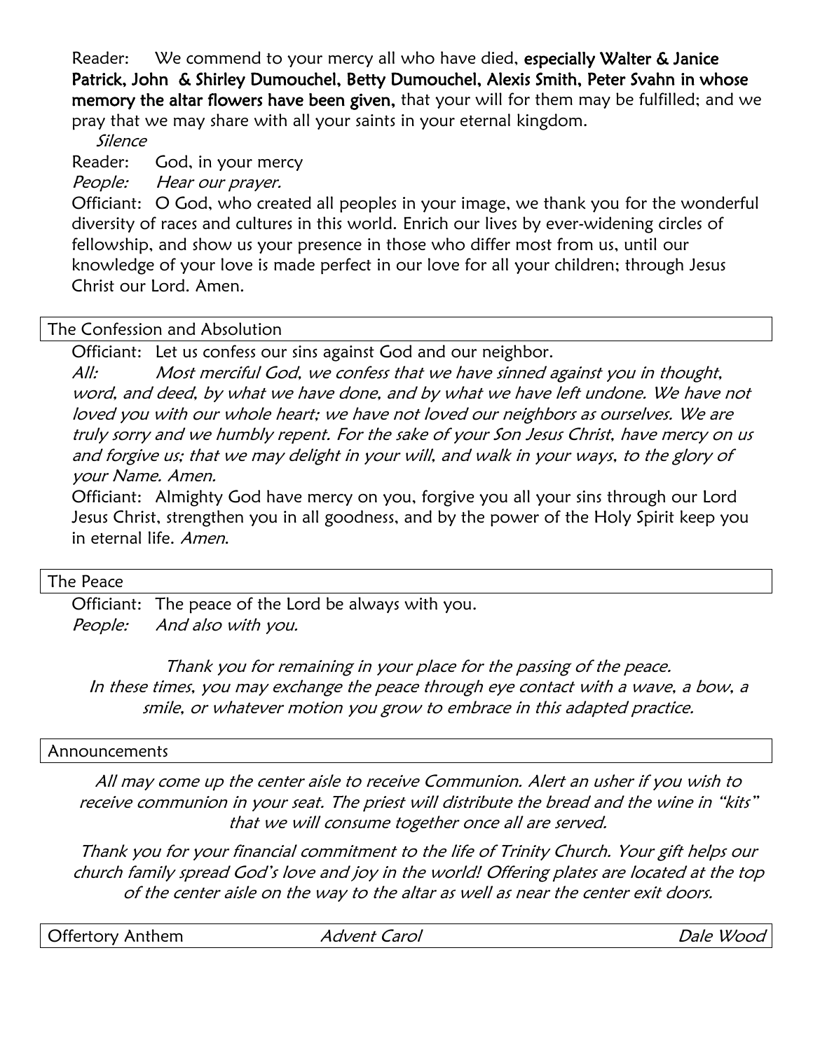Reader: We commend to your mercy all who have died, **especially Walter & Janice Patrick, John & Shirley Dumouchel, Betty Dumouchel, Alexis Smith, Peter Svahn in whose memory the altar flowers have been given,** that your will for them may be fulfilled; and we pray that we may share with all your saints in your eternal kingdom.

*Silence*

Reader: God, in your mercy

*People: Hear our prayer.*

Officiant: O God, who created all peoples in your image, we thank you for the wonderful diversity of races and cultures in this world. Enrich our lives by ever-widening circles of fellowship, and show us your presence in those who differ most from us, until our knowledge of your love is made perfect in our love for all your children; through Jesus Christ our Lord. Amen.

## The Confession and Absolution

Officiant: Let us confess our sins against God and our neighbor.

*All: Most merciful God, we confess that we have sinned against you in thought, word, and deed, by what we have done, and by what we have left undone. We have not loved you with our whole heart; we have not loved our neighbors as ourselves. We are truly sorry and we humbly repent. For the sake of your Son Jesus Christ, have mercy on us and forgive us; that we may delight in your will, and walk in your ways, to the glory of your Name. Amen.*

Officiant: Almighty God have mercy on you, forgive you all your sins through our Lord Jesus Christ, strengthen you in all goodness, and by the power of the Holy Spirit keep you in eternal life. *Amen.*

## The Peace

Officiant: The peace of the Lord be always with you.

*People: And also with you.*

*Thank you for remaining in your place for the passing of the peace. In these times, you may exchange the peace through eye contact with a wave, a bow, a smile, or whatever motion you grow to embrace in this adapted practice.*

## Announcements

*All may come up the center aisle to receive Communion. Alert an usher if you wish to receive communion in your seat. The priest will distribute the bread and the wine in "kits" that we will consume together once all are served.*

*Thank you for your financial commitment to the life of Trinity Church. Your gift helps our church family spread God's love and joy in the world! Offering plates are located at the top of the center aisle on the way to the altar as well as near the center exit doors.*

## Offertory Anthem — *Advent Carol* — *Dale Wood*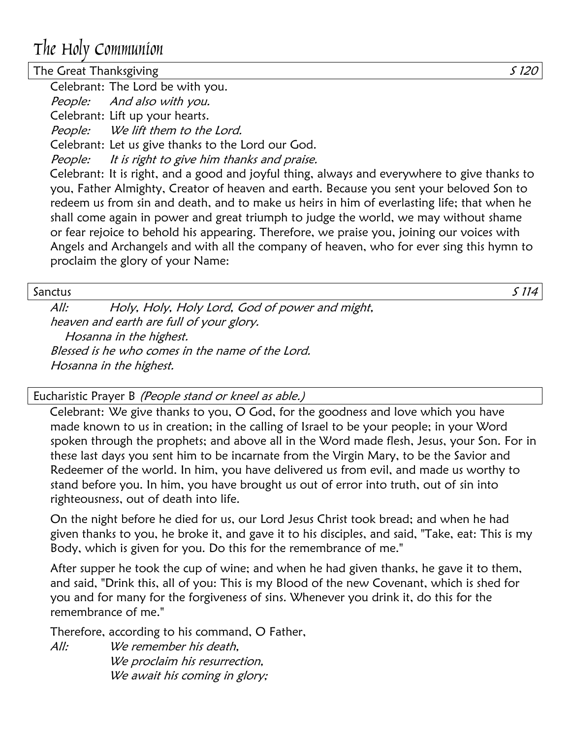# The Holy Communion

## The Great Thanksgiving *S 120*

Celebrant: The Lord be with you.
*People: And also with you.*
Celebrant: Lift up your hearts.
*People: We lift them to the Lord.*
Celebrant: Let us give thanks to the Lord our God.
*People: It is right to give him thanks and praise.*

Celebrant: It is right, and a good and joyful thing, always and everywhere to give thanks to you, Father Almighty, Creator of heaven and earth. Because you sent your beloved Son to redeem us from sin and death, and to make us heirs in him of everlasting life; that when he shall come again in power and great triumph to judge the world, we may without shame or fear rejoice to behold his appearing. Therefore, we praise you, joining our voices with Angels and Archangels and with all the company of heaven, who for ever sing this hymn to proclaim the glory of your Name:

## Sanctus *S 114*

*All: Holy, Holy, Holy Lord, God of power and might,*
*heaven and earth are full of your glory.*
*Hosanna in the highest.*
*Blessed is he who comes in the name of the Lord.*
*Hosanna in the highest.*

## Eucharistic Prayer B *(People stand or kneel as able.)*

Celebrant: We give thanks to you, O God, for the goodness and love which you have made known to us in creation; in the calling of Israel to be your people; in your Word spoken through the prophets; and above all in the Word made flesh, Jesus, your Son. For in these last days you sent him to be incarnate from the Virgin Mary, to be the Savior and Redeemer of the world. In him, you have delivered us from evil, and made us worthy to stand before you. In him, you have brought us out of error into truth, out of sin into righteousness, out of death into life.

On the night before he died for us, our Lord Jesus Christ took bread; and when he had given thanks to you, he broke it, and gave it to his disciples, and said, "Take, eat: This is my Body, which is given for you. Do this for the remembrance of me."

After supper he took the cup of wine; and when he had given thanks, he gave it to them, and said, "Drink this, all of you: This is my Blood of the new Covenant, which is shed for you and for many for the forgiveness of sins. Whenever you drink it, do this for the remembrance of me."

Therefore, according to his command, O Father,

*All: We remember his death,*
*We proclaim his resurrection,*
*We await his coming in glory;*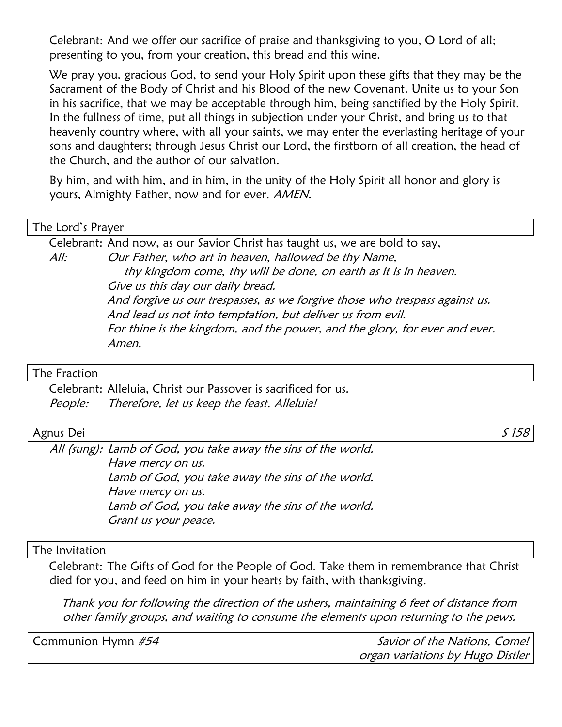Celebrant: And we offer our sacrifice of praise and thanksgiving to you, O Lord of all; presenting to you, from your creation, this bread and this wine.

We pray you, gracious God, to send your Holy Spirit upon these gifts that they may be the Sacrament of the Body of Christ and his Blood of the new Covenant. Unite us to your Son in his sacrifice, that we may be acceptable through him, being sanctified by the Holy Spirit. In the fullness of time, put all things in subjection under your Christ, and bring us to that heavenly country where, with all your saints, we may enter the everlasting heritage of your sons and daughters; through Jesus Christ our Lord, the firstborn of all creation, the head of the Church, and the author of our salvation.

By him, and with him, and in him, in the unity of the Holy Spirit all honor and glory is yours, Almighty Father, now and for ever. *AMEN.*

## The Lord's Prayer

Celebrant: And now, as our Savior Christ has taught us, we are bold to say,

*All:* *Our Father, who art in heaven, hallowed be thy Name,*
*thy kingdom come, thy will be done, on earth as it is in heaven.*
*Give us this day our daily bread.*
*And forgive us our trespasses, as we forgive those who trespass against us.*
*And lead us not into temptation, but deliver us from evil.*
*For thine is the kingdom, and the power, and the glory, for ever and ever.*
*Amen.*

## The Fraction

Celebrant: Alleluia, Christ our Passover is sacrificed for us.
*People:* *Therefore, let us keep the feast. Alleluia!*

## Agnus Dei *S 158*

*All (sung): Lamb of God, you take away the sins of the world.*
*Have mercy on us.*
*Lamb of God, you take away the sins of the world.*
*Have mercy on us.*
*Lamb of God, you take away the sins of the world.*
*Grant us your peace.*

## The Invitation

Celebrant: The Gifts of God for the People of God. Take them in remembrance that Christ died for you, and feed on him in your hearts by faith, with thanksgiving.

*Thank you for following the direction of the ushers, maintaining 6 feet of distance from other family groups, and waiting to consume the elements upon returning to the pews.*

## Communion Hymn *#54* — *Savior of the Nations, Come!*

*organ variations by Hugo Distler*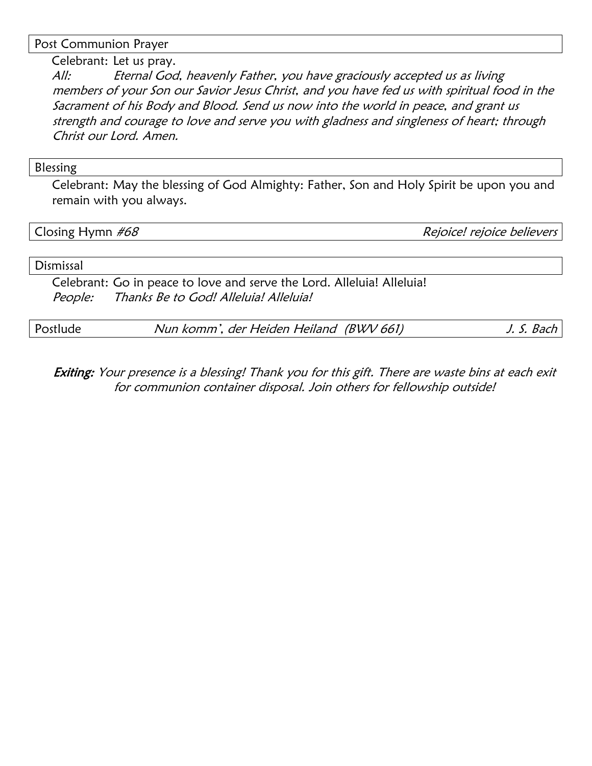## Post Communion Prayer

Celebrant: Let us pray.

*All: Eternal God, heavenly Father, you have graciously accepted us as living members of your Son our Savior Jesus Christ, and you have fed us with spiritual food in the Sacrament of his Body and Blood. Send us now into the world in peace, and grant us strength and courage to love and serve you with gladness and singleness of heart; through Christ our Lord. Amen.*

## Blessing

Celebrant: May the blessing of God Almighty: Father, Son and Holy Spirit be upon you and remain with you always.

## Closing Hymn *#68* — *Rejoice! rejoice believers*

## Dismissal

Celebrant: Go in peace to love and serve the Lord. Alleluia! Alleluia!

*People: Thanks Be to God! Alleluia! Alleluia!*

## Postlude — *Nun komm', der Heiden Heiland (BWV 661)* — *J. S. Bach*

***Exiting:*** *Your presence is a blessing! Thank you for this gift. There are waste bins at each exit for communion container disposal. Join others for fellowship outside!*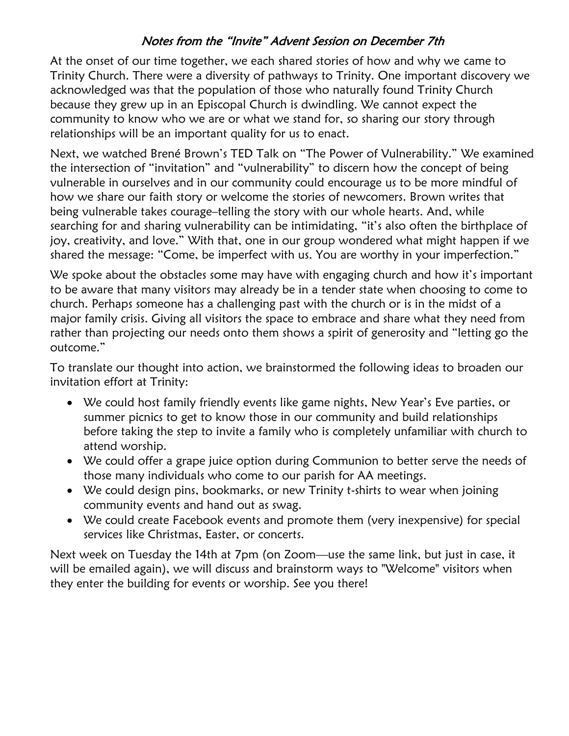## *Notes from the "Invite" Advent Session on December 7th*

At the onset of our time together, we each shared stories of how and why we came to Trinity Church. There were a diversity of pathways to Trinity. One important discovery we acknowledged was that the population of those who naturally found Trinity Church because they grew up in an Episcopal Church is dwindling. We cannot expect the community to know who we are or what we stand for, so sharing our story through relationships will be an important quality for us to enact.

Next, we watched Brené Brown's TED Talk on "The Power of Vulnerability." We examined the intersection of "invitation" and "vulnerability" to discern how the concept of being vulnerable in ourselves and in our community could encourage us to be more mindful of how we share our faith story or welcome the stories of newcomers. Brown writes that being vulnerable takes courage–telling the story with our whole hearts. And, while searching for and sharing vulnerability can be intimidating, "it's also often the birthplace of joy, creativity, and love." With that, one in our group wondered what might happen if we shared the message: "Come, be imperfect with us. You are worthy in your imperfection."

We spoke about the obstacles some may have with engaging church and how it's important to be aware that many visitors may already be in a tender state when choosing to come to church. Perhaps someone has a challenging past with the church or is in the midst of a major family crisis. Giving all visitors the space to embrace and share what they need from rather than projecting our needs onto them shows a spirit of generosity and "letting go the outcome."

To translate our thought into action, we brainstormed the following ideas to broaden our invitation effort at Trinity:

- We could host family friendly events like game nights, New Year's Eve parties, or summer picnics to get to know those in our community and build relationships before taking the step to invite a family who is completely unfamiliar with church to attend worship.
- We could offer a grape juice option during Communion to better serve the needs of those many individuals who come to our parish for AA meetings.
- We could design pins, bookmarks, or new Trinity t-shirts to wear when joining community events and hand out as swag.
- We could create Facebook events and promote them (very inexpensive) for special services like Christmas, Easter, or concerts.

Next week on Tuesday the 14th at 7pm (on Zoom—use the same link, but just in case, it will be emailed again), we will discuss and brainstorm ways to "Welcome" visitors when they enter the building for events or worship. See you there!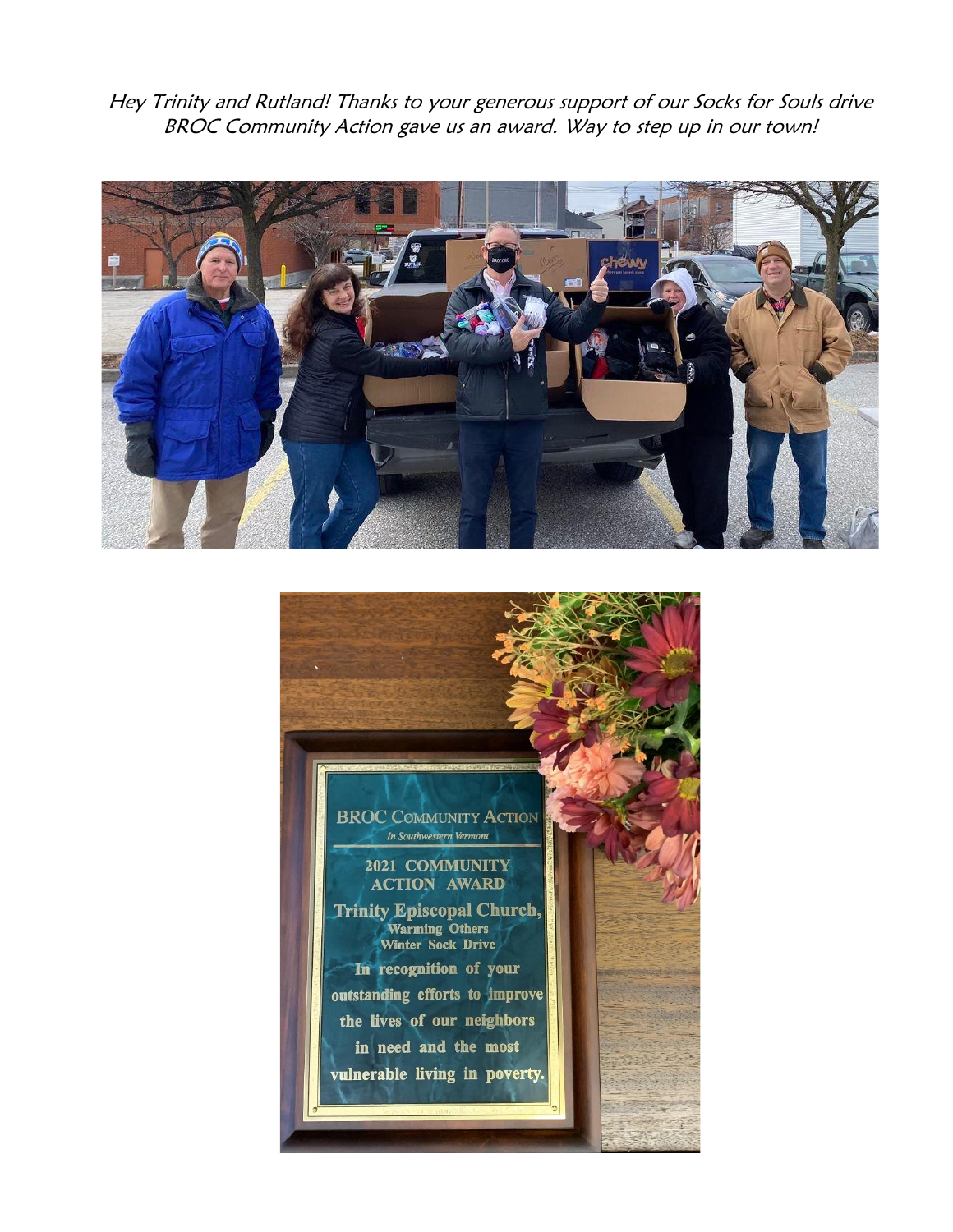*Hey Trinity and Rutland! Thanks to your generous support of our Socks for Souls drive BROC Community Action gave us an award. Way to step up in our town!*